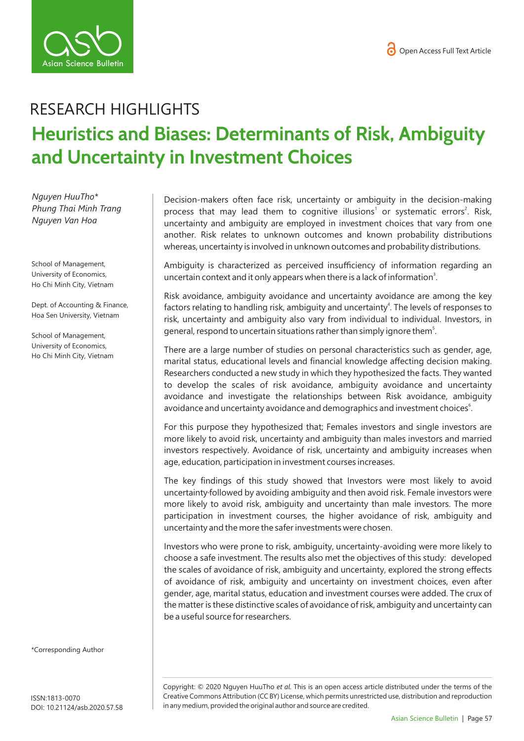RESEARCH HIGHLIGHTS

# Heuristics and Biases: Determinants of Risk, Ambiguity and Uncertainty in Investment Choices

*Nguyen HuuTho**
*Phung Thai Minh Trang*
*Nguyen Van Hoa*

School of Management, University of Economics, Ho Chi Minh City, Vietnam

Dept. of Accounting & Finance, Hoa Sen University, Vietnam

School of Management, University of Economics, Ho Chi Minh City, Vietnam

Decision-makers often face risk, uncertainty or ambiguity in the decision-making process that may lead them to cognitive illusions[1] or systematic errors[2]. Risk, uncertainty and ambiguity are employed in investment choices that vary from one another. Risk relates to unknown outcomes and known probability distributions whereas, uncertainty is involved in unknown outcomes and probability distributions.

Ambiguity is characterized as perceived insufficiency of information regarding an uncertain context and it only appears when there is a lack of information[3].

Risk avoidance, ambiguity avoidance and uncertainty avoidance are among the key factors relating to handling risk, ambiguity and uncertainty[4]. The levels of responses to risk, uncertainty and ambiguity also vary from individual to individual. Investors, in general, respond to uncertain situations rather than simply ignore them[5].

There are a large number of studies on personal characteristics such as gender, age, marital status, educational levels and financial knowledge affecting decision making. Researchers conducted a new study in which they hypothesized the facts. They wanted to develop the scales of risk avoidance, ambiguity avoidance and uncertainty avoidance and investigate the relationships between Risk avoidance, ambiguity avoidance and uncertainty avoidance and demographics and investment choices[6].

For this purpose they hypothesized that; Females investors and single investors are more likely to avoid risk, uncertainty and ambiguity than males investors and married investors respectively. Avoidance of risk, uncertainty and ambiguity increases when age, education, participation in investment courses increases.

The key findings of this study showed that Investors were most likely to avoid uncertainty-followed by avoiding ambiguity and then avoid risk. Female investors were more likely to avoid risk, ambiguity and uncertainty than male investors. The more participation in investment courses, the higher avoidance of risk, ambiguity and uncertainty and the more the safer investments were chosen.

Investors who were prone to risk, ambiguity, uncertainty-avoiding were more likely to choose a safe investment. The results also met the objectives of this study: developed the scales of avoidance of risk, ambiguity and uncertainty, explored the strong effects of avoidance of risk, ambiguity and uncertainty on investment choices, even after gender, age, marital status, education and investment courses were added. The crux of the matter is these distinctive scales of avoidance of risk, ambiguity and uncertainty can be a useful source for researchers.

*Corresponding Author

ISSN:1813-0070
DOI: 10.21124/asb.2020.57.58

Copyright: © 2020 Nguyen HuuTho *et al.* This is an open access article distributed under the terms of the Creative Commons Attribution (CC BY) License, which permits unrestricted use, distribution and reproduction in any medium, provided the original author and source are credited.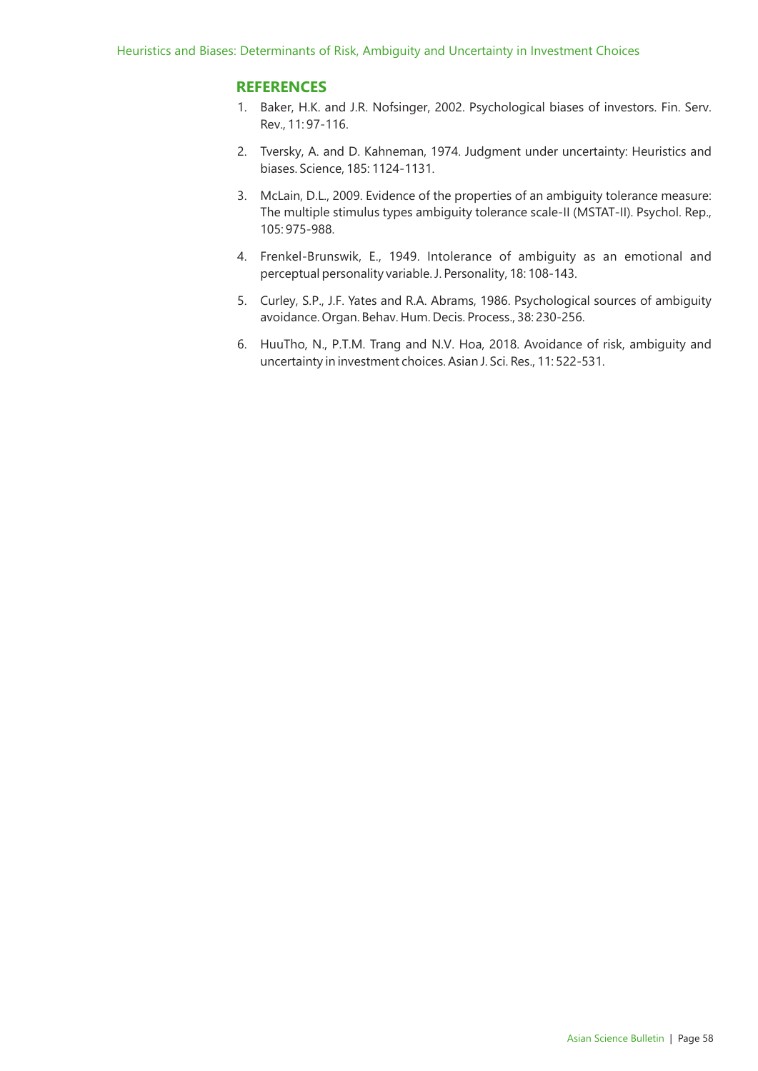## REFERENCES

1. Baker, H.K. and J.R. Nofsinger, 2002. Psychological biases of investors. Fin. Serv. Rev., 11: 97-116.
2. Tversky, A. and D. Kahneman, 1974. Judgment under uncertainty: Heuristics and biases. Science, 185: 1124-1131.
3. McLain, D.L., 2009. Evidence of the properties of an ambiguity tolerance measure: The multiple stimulus types ambiguity tolerance scale-II (MSTAT-II). Psychol. Rep., 105: 975-988.
4. Frenkel-Brunswik, E., 1949. Intolerance of ambiguity as an emotional and perceptual personality variable. J. Personality, 18: 108-143.
5. Curley, S.P., J.F. Yates and R.A. Abrams, 1986. Psychological sources of ambiguity avoidance. Organ. Behav. Hum. Decis. Process., 38: 230-256.
6. HuuTho, N., P.T.M. Trang and N.V. Hoa, 2018. Avoidance of risk, ambiguity and uncertainty in investment choices. Asian J. Sci. Res., 11: 522-531.